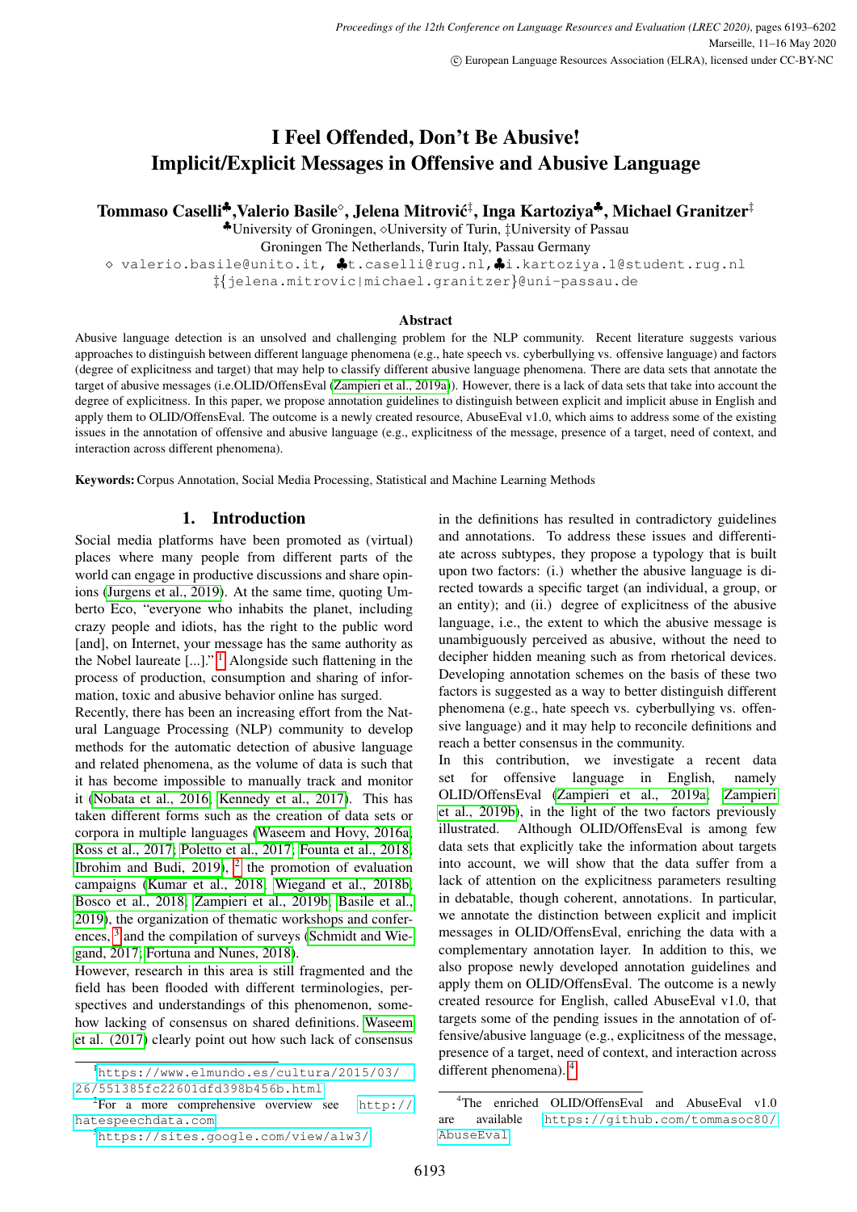# I Feel Offended, Don't Be Abusive! Implicit/Explicit Messages in Offensive and Abusive Language

**Tommaso Caselli♣, Valerio Basile⋄, Jelena Mitrović‡, Inga Kartoziya♣, Michael Granitzer‡**

♣University of Groningen, ⋄University of Turin, ‡University of Passau
Groningen The Netherlands, Turin Italy, Passau Germany
⋄ valerio.basile@unito.it, ♣t.caselli@rug.nl,♣i.kartoziya.1@student.rug.nl
‡{jelena.mitrovic|michael.granitzer}@uni-passau.de

## Abstract

Abusive language detection is an unsolved and challenging problem for the NLP community. Recent literature suggests various approaches to distinguish between different language phenomena (e.g., hate speech vs. cyberbullying vs. offensive language) and factors (degree of explicitness and target) that may help to classify different abusive language phenomena. There are data sets that annotate the target of abusive messages (i.e.OLID/OffensEval (Zampieri et al., 2019a)). However, there is a lack of data sets that take into account the degree of explicitness. In this paper, we propose annotation guidelines to distinguish between explicit and implicit abuse in English and apply them to OLID/OffensEval. The outcome is a newly created resource, AbuseEval v1.0, which aims to address some of the existing issues in the annotation of offensive and abusive language (e.g., explicitness of the message, presence of a target, need of context, and interaction across different phenomena).

**Keywords:** Corpus Annotation, Social Media Processing, Statistical and Machine Learning Methods

## 1. Introduction

Social media platforms have been promoted as (virtual) places where many people from different parts of the world can engage in productive discussions and share opinions (Jurgens et al., 2019). At the same time, quoting Umberto Eco, "everyone who inhabits the planet, including crazy people and idiots, has the right to the public word [and], on Internet, your message has the same authority as the Nobel laureate [...]." [1] Alongside such flattening in the process of production, consumption and sharing of information, toxic and abusive behavior online has surged.

Recently, there has been an increasing effort from the Natural Language Processing (NLP) community to develop methods for the automatic detection of abusive language and related phenomena, as the volume of data is such that it has become impossible to manually track and monitor it (Nobata et al., 2016; Kennedy et al., 2017). This has taken different forms such as the creation of data sets or corpora in multiple languages (Waseem and Hovy, 2016a; Ross et al., 2017; Poletto et al., 2017; Founta et al., 2018; Ibrohim and Budi, 2019), [2] the promotion of evaluation campaigns (Kumar et al., 2018; Wiegand et al., 2018b; Bosco et al., 2018; Zampieri et al., 2019b; Basile et al., 2019), the organization of thematic workshops and conferences, [3] and the compilation of surveys (Schmidt and Wiegand, 2017; Fortuna and Nunes, 2018).

However, research in this area is still fragmented and the field has been flooded with different terminologies, perspectives and understandings of this phenomenon, somehow lacking of consensus on shared definitions. Waseem et al. (2017) clearly point out how such lack of consensus in the definitions has resulted in contradictory guidelines and annotations. To address these issues and differentiate across subtypes, they propose a typology that is built upon two factors: (i.) whether the abusive language is directed towards a specific target (an individual, a group, or an entity); and (ii.) degree of explicitness of the abusive language, i.e., the extent to which the abusive message is unambiguously perceived as abusive, without the need to decipher hidden meaning such as from rhetorical devices. Developing annotation schemes on the basis of these two factors is suggested as a way to better distinguish different phenomena (e.g., hate speech vs. cyberbullying vs. offensive language) and it may help to reconcile definitions and reach a better consensus in the community.

In this contribution, we investigate a recent data set for offensive language in English, namely OLID/OffensEval (Zampieri et al., 2019a; Zampieri et al., 2019b), in the light of the two factors previously illustrated. Although OLID/OffensEval is among few data sets that explicitly take the information about targets into account, we will show that the data suffer from a lack of attention on the explicitness parameters resulting in debatable, though coherent, annotations. In particular, we annotate the distinction between explicit and implicit messages in OLID/OffensEval, enriching the data with a complementary annotation layer. In addition to this, we also propose newly developed annotation guidelines and apply them on OLID/OffensEval. The outcome is a newly created resource for English, called AbuseEval v1.0, that targets some of the pending issues in the annotation of offensive/abusive language (e.g., explicitness of the message, presence of a target, need of context, and interaction across different phenomena). [4]

[1] https://www.elmundo.es/cultura/2015/03/26/551385fc22601dfd398b456b.html

[2] For a more comprehensive overview see http://hatespeechdata.com

[3] https://sites.google.com/view/alw3/

[4] The enriched OLID/OffensEval and AbuseEval v1.0 are available https://github.com/tommasoc80/AbuseEval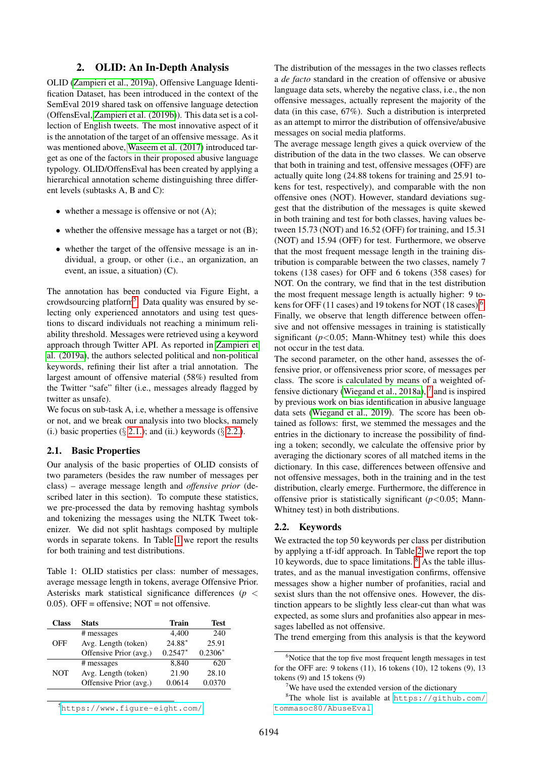## 2. OLID: An In-Depth Analysis

OLID (Zampieri et al., 2019a), Offensive Language Identification Dataset, has been introduced in the context of the SemEval 2019 shared task on offensive language detection (OffensEval, Zampieri et al. (2019b)). This data set is a collection of English tweets. The most innovative aspect of it is the annotation of the target of an offensive message. As it was mentioned above, Waseem et al. (2017) introduced target as one of the factors in their proposed abusive language typology. OLID/OffensEval has been created by applying a hierarchical annotation scheme distinguishing three different levels (subtasks A, B and C):

- whether a message is offensive or not (A);
- whether the offensive message has a target or not (B);
- whether the target of the offensive message is an individual, a group, or other (i.e., an organization, an event, an issue, a situation) (C).

The annotation has been conducted via Figure Eight, a crowdsourcing platform[5]. Data quality was ensured by selecting only experienced annotators and using test questions to discard individuals not reaching a minimum reliability threshold. Messages were retrieved using a keyword approach through Twitter API. As reported in Zampieri et al. (2019a), the authors selected political and non-political keywords, refining their list after a trial annotation. The largest amount of offensive material (58%) resulted from the Twitter "safe" filter (i.e., messages already flagged by twitter as unsafe).

We focus on sub-task A, i.e, whether a message is offensive or not, and we break our analysis into two blocks, namely (i.) basic properties (§ 2.1.); and (ii.) keywords (§ 2.2.).

### 2.1. Basic Properties

Our analysis of the basic properties of OLID consists of two parameters (besides the raw number of messages per class) – average message length and *offensive prior* (described later in this section). To compute these statistics, we pre-processed the data by removing hashtag symbols and tokenizing the messages using the NLTK Tweet tokenizer. We did not split hashtags composed by multiple words in separate tokens. In Table 1 we report the results for both training and test distributions.

Table 1: OLID statistics per class: number of messages, average message length in tokens, average Offensive Prior. Asterisks mark statistical significance differences ($p < 0.05$). OFF = offensive; NOT = not offensive.

| Class | Stats | Train | Test |
|---|---|---|---|
| OFF | # messages | 4,400 | 240 |
| | Avg. Length (token) | 24.88* | 25.91 |
| | Offensive Prior (avg.) | 0.2547* | 0.2306* |
| NOT | # messages | 8,840 | 620 |
| | Avg. Length (token) | 21.90 | 28.10 |
| | Offensive Prior (avg.) | 0.0614 | 0.0370 |

The distribution of the messages in the two classes reflects a *de facto* standard in the creation of offensive or abusive language data sets, whereby the negative class, i.e., the non offensive messages, actually represent the majority of the data (in this case, 67%). Such a distribution is interpreted as an attempt to mirror the distribution of offensive/abusive messages on social media platforms.

The average message length gives a quick overview of the distribution of the data in the two classes. We can observe that both in training and test, offensive messages (OFF) are actually quite long (24.88 tokens for training and 25.91 tokens for test, respectively), and comparable with the non offensive ones (NOT). However, standard deviations suggest that the distribution of the messages is quite skewed in both training and test for both classes, having values between 15.73 (NOT) and 16.52 (OFF) for training, and 15.31 (NOT) and 15.94 (OFF) for test. Furthermore, we observe that the most frequent message length in the training distribution is comparable between the two classes, namely 7 tokens (138 cases) for OFF and 6 tokens (358 cases) for NOT. On the contrary, we find that in the test distribution the most frequent message length is actually higher: 9 tokens for OFF (11 cases) and 19 tokens for NOT (18 cases)[6]. Finally, we observe that length difference between offensive and not offensive messages in training is statistically significant ($p<0.05$; Mann-Whitney test) while this does not occur in the test data.

The second parameter, on the other hand, assesses the offensive prior, or offensiveness prior score, of messages per class. The score is calculated by means of a weighted offensive dictionary (Wiegand et al., 2018a),[7] and is inspired by previous work on bias identification in abusive language data sets (Wiegand et al., 2019). The score has been obtained as follows: first, we stemmed the messages and the entries in the dictionary to increase the possibility of finding a token; secondly, we calculate the offensive prior by averaging the dictionary scores of all matched items in the dictionary. In this case, differences between offensive and not offensive messages, both in the training and in the test distribution, clearly emerge. Furthermore, the difference in offensive prior is statistically significant ($p<0.05$; Mann-Whitney test) in both distributions.

### 2.2. Keywords

We extracted the top 50 keywords per class per distribution by applying a tf-idf approach. In Table 2 we report the top 10 keywords, due to space limitations. [8] As the table illustrates, and as the manual investigation confirms, offensive messages show a higher number of profanities, racial and sexist slurs than the not offensive ones. However, the distinction appears to be slightly less clear-cut than what was expected, as some slurs and profanities also appear in messages labelled as not offensive.

The trend emerging from this analysis is that the keyword

[5] https://www.figure-eight.com/

[6] Notice that the top five most frequent length messages in test for the OFF are: 9 tokens (11), 16 tokens (10), 12 tokens (9), 13 tokens (9) and 15 tokens (9)

[7] We have used the extended version of the dictionary

[8] The whole list is available at https://github.com/tommasoc80/AbuseEval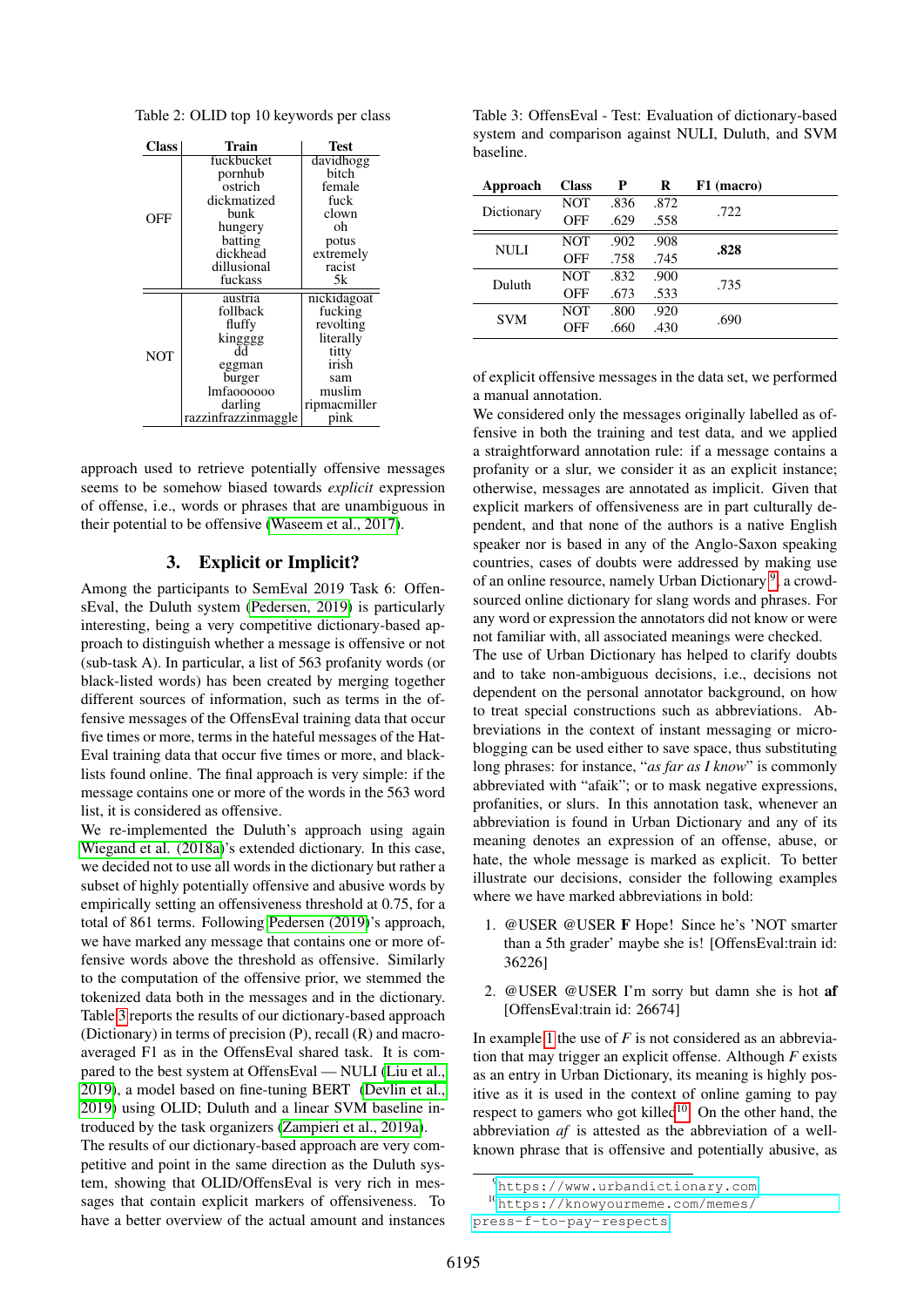Table 2: OLID top 10 keywords per class

| Class | Train | Test |
|---|---|---|
| OFF | fuckbucket | davidhogg |
| | pornhub | bitch |
| | ostrich | female |
| | dickmatized | fuck |
| | bunk | clown |
| | hungery | oh |
| | batting | potus |
| | dickhead | extremely |
| | dillusional | racist |
| | fuckass | 5k |
| NOT | austria | nickidagoat |
| | follback | fucking |
| | fluffy | revolting |
| | kingggg | literally |
| | dd | titty |
| | eggman | irish |
| | burger | sam |
| | lmfaoooooo | muslim |
| | darling | ripmacmiller |
| | razzinfrazzinmaggle | pink |

approach used to retrieve potentially offensive messages seems to be somehow biased towards *explicit* expression of offense, i.e., words or phrases that are unambiguous in their potential to be offensive (Waseem et al., 2017).

## 3. Explicit or Implicit?

Among the participants to SemEval 2019 Task 6: OffensEval, the Duluth system (Pedersen, 2019) is particularly interesting, being a very competitive dictionary-based approach to distinguish whether a message is offensive or not (sub-task A). In particular, a list of 563 profanity words (or black-listed words) has been created by merging together different sources of information, such as terms in the offensive messages of the OffensEval training data that occur five times or more, terms in the hateful messages of the HatEval training data that occur five times or more, and blacklists found online. The final approach is very simple: if the message contains one or more of the words in the 563 word list, it is considered as offensive.

We re-implemented the Duluth's approach using again Wiegand et al. (2018a)'s extended dictionary. In this case, we decided not to use all words in the dictionary but rather a subset of highly potentially offensive and abusive words by empirically setting an offensiveness threshold at 0.75, for a total of 861 terms. Following Pedersen (2019)'s approach, we have marked any message that contains one or more offensive words above the threshold as offensive. Similarly to the computation of the offensive prior, we stemmed the tokenized data both in the messages and in the dictionary. Table 3 reports the results of our dictionary-based approach (Dictionary) in terms of precision (P), recall (R) and macro-averaged F1 as in the OffensEval shared task. It is compared to the best system at OffensEval — NULI (Liu et al., 2019), a model based on fine-tuning BERT (Devlin et al., 2019) using OLID; Duluth and a linear SVM baseline introduced by the task organizers (Zampieri et al., 2019a).

The results of our dictionary-based approach are very competitive and point in the same direction as the Duluth system, showing that OLID/OffensEval is very rich in messages that contain explicit markers of offensiveness. To have a better overview of the actual amount and instances

Table 3: OffensEval - Test: Evaluation of dictionary-based system and comparison against NULI, Duluth, and SVM baseline.

| Approach | Class | P | R | F1 (macro) |
|---|---|---|---|---|
| Dictionary | NOT | .836 | .872 | .722 |
| | OFF | .629 | .558 | |
| NULI | NOT | .902 | .908 | **.828** |
| | OFF | .758 | .745 | |
| Duluth | NOT | .832 | .900 | .735 |
| | OFF | .673 | .533 | |
| SVM | NOT | .800 | .920 | .690 |
| | OFF | .660 | .430 | |

of explicit offensive messages in the data set, we performed a manual annotation.

We considered only the messages originally labelled as offensive in both the training and test data, and we applied a straightforward annotation rule: if a message contains a profanity or a slur, we consider it as an explicit instance; otherwise, messages are annotated as implicit. Given that explicit markers of offensiveness are in part culturally dependent, and that none of the authors is a native English speaker nor is based in any of the Anglo-Saxon speaking countries, cases of doubts were addressed by making use of an online resource, namely Urban Dictionary[9], a crowd-sourced online dictionary for slang words and phrases. For any word or expression the annotators did not know or were not familiar with, all associated meanings were checked.

The use of Urban Dictionary has helped to clarify doubts and to take non-ambiguous decisions, i.e., decisions not dependent on the personal annotator background, on how to treat special constructions such as abbreviations. Abbreviations in the context of instant messaging or microblogging can be used either to save space, thus substituting long phrases: for instance, "*as far as I know*" is commonly abbreviated with "afaik"; or to mask negative expressions, profanities, or slurs. In this annotation task, whenever an abbreviation is found in Urban Dictionary and any of its meaning denotes an expression of an offense, abuse, or hate, the whole message is marked as explicit. To better illustrate our decisions, consider the following examples where we have marked abbreviations in bold:

1. @USER @USER **F** Hope! Since he's 'NOT smarter than a 5th grader' maybe she is! [OffensEval:train id: 36226]

2. @USER @USER I'm sorry but damn she is hot **af** [OffensEval:train id: 26674]

In example 1 the use of *F* is not considered as an abbreviation that may trigger an explicit offense. Although *F* exists as an entry in Urban Dictionary, its meaning is highly positive as it is used in the context of online gaming to pay respect to gamers who got killed[10]. On the other hand, the abbreviation *af* is attested as the abbreviation of a well-known phrase that is offensive and potentially abusive, as

[9] https://www.urbandictionary.com

[10] https://knowyourmeme.com/memes/press-f-to-pay-respects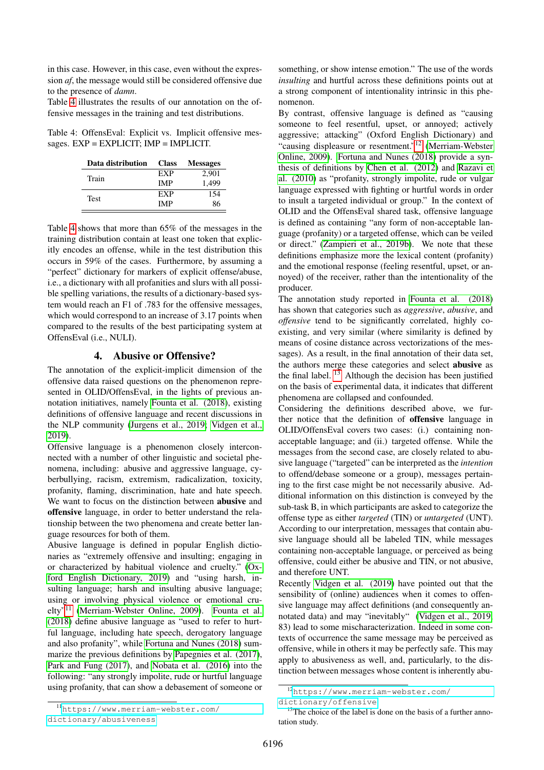in this case. However, in this case, even without the expression *af*, the message would still be considered offensive due to the presence of *damn*.
Table 4 illustrates the results of our annotation on the offensive messages in the training and test distributions.

Table 4: OffensEval: Explicit vs. Implicit offensive messages. EXP = EXPLICIT; IMP = IMPLICIT.

| Data distribution | Class | Messages |
|---|---|---|
| Train | EXP | 2,901 |
| | IMP | 1,499 |
| Test | EXP | 154 |
| | IMP | 86 |

Table 4 shows that more than 65% of the messages in the training distribution contain at least one token that explicitly encodes an offense, while in the test distribution this occurs in 59% of the cases. Furthermore, by assuming a "perfect" dictionary for markers of explicit offense/abuse, i.e., a dictionary with all profanities and slurs with all possible spelling variations, the results of a dictionary-based system would reach an F1 of .783 for the offensive messages, which would correspond to an increase of 3.17 points when compared to the results of the best participating system at OffensEval (i.e., NULI).

## 4. Abusive or Offensive?

The annotation of the explicit-implicit dimension of the offensive data raised questions on the phenomenon represented in OLID/OffensEval, in the lights of previous annotation initiatives, namely Founta et al. (2018), existing definitions of offensive language and recent discussions in the NLP community (Jurgens et al., 2019; Vidgen et al., 2019).
Offensive language is a phenomenon closely interconnected with a number of other linguistic and societal phenomena, including: abusive and aggressive language, cyberbullying, racism, extremism, radicalization, toxicity, profanity, flaming, discrimination, hate and hate speech. We want to focus on the distinction between **abusive** and **offensive** language, in order to better understand the relationship between the two phenomena and create better language resources for both of them.
Abusive language is defined in popular English dictionaries as "extremely offensive and insulting; engaging in or characterized by habitual violence and cruelty." (Oxford English Dictionary, 2019) and "using harsh, insulting language; harsh and insulting abusive language; using or involving physical violence or emotional cruelty"[11] (Merriam-Webster Online, 2009). Founta et al. (2018) define abusive language as "used to refer to hurtful language, including hate speech, derogatory language and also profanity", while Fortuna and Nunes (2018) summarize the previous definitions by Papegnies et al. (2017), Park and Fung (2017), and Nobata et al. (2016) into the following: "any strongly impolite, rude or hurtful language using profanity, that can show a debasement of someone or something, or show intense emotion." The use of the words *insulting* and hurtful across these definitions points out at a strong component of intentionality intrinsic in this phenomenon.
By contrast, offensive language is defined as "causing someone to feel resentful, upset, or annoyed; actively aggressive; attacking" (Oxford English Dictionary) and "causing displeasure or resentment."[12] (Merriam-Webster Online, 2009). Fortuna and Nunes (2018) provide a synthesis of definitions by Chen et al. (2012) and Razavi et al. (2010) as "profanity, strongly impolite, rude or vulgar language expressed with fighting or hurtful words in order to insult a targeted individual or group." In the context of OLID and the OffensEval shared task, offensive language is defined as containing "any form of non-acceptable language (profanity) or a targeted offense, which can be veiled or direct." (Zampieri et al., 2019b). We note that these definitions emphasize more the lexical content (profanity) and the emotional response (feeling resentful, upset, or annoyed) of the receiver, rather than the intentionality of the producer.
The annotation study reported in Founta et al. (2018) has shown that categories such as *aggressive*, *abusive*, and *offensive* tend to be significantly correlated, highly coexisting, and very similar (where similarity is defined by means of cosine distance across vectorizations of the messages). As a result, in the final annotation of their data set, the authors merge these categories and select **abusive** as the final label. [13] Although the decision has been justified on the basis of experimental data, it indicates that different phenomena are collapsed and confounded.
Considering the definitions described above, we further notice that the definition of **offensive** language in OLID/OffensEval covers two cases: (i.) containing non-acceptable language; and (ii.) targeted offense. While the messages from the second case, are closely related to abusive language ("targeted" can be interpreted as the *intention* to offend/debase someone or a group), messages pertaining to the first case might be not necessarily abusive. Additional information on this distinction is conveyed by the sub-task B, in which participants are asked to categorize the offense type as either *targeted* (TIN) or *untargeted* (UNT). According to our interpretation, messages that contain abusive language should all be labeled TIN, while messages containing non-acceptable language, or perceived as being offensive, could either be abusive and TIN, or not abusive, and therefore UNT.
Recently Vidgen et al. (2019) have pointed out that the sensibility of (online) audiences when it comes to offensive language may affect definitions (and consequently annotated data) and may "inevitably" (Vidgen et al., 2019, 83) lead to some mischaracterization. Indeed in some contexts of occurrence the same message may be perceived as offensive, while in others it may be perfectly safe. This may apply to abusiveness as well, and, particularly, to the distinction between messages whose content is inherently abu-

[11] https://www.merriam-webster.com/dictionary/abusiveness

[12] https://www.merriam-webster.com/dictionary/offensive

[13] The choice of the label is done on the basis of a further annotation study.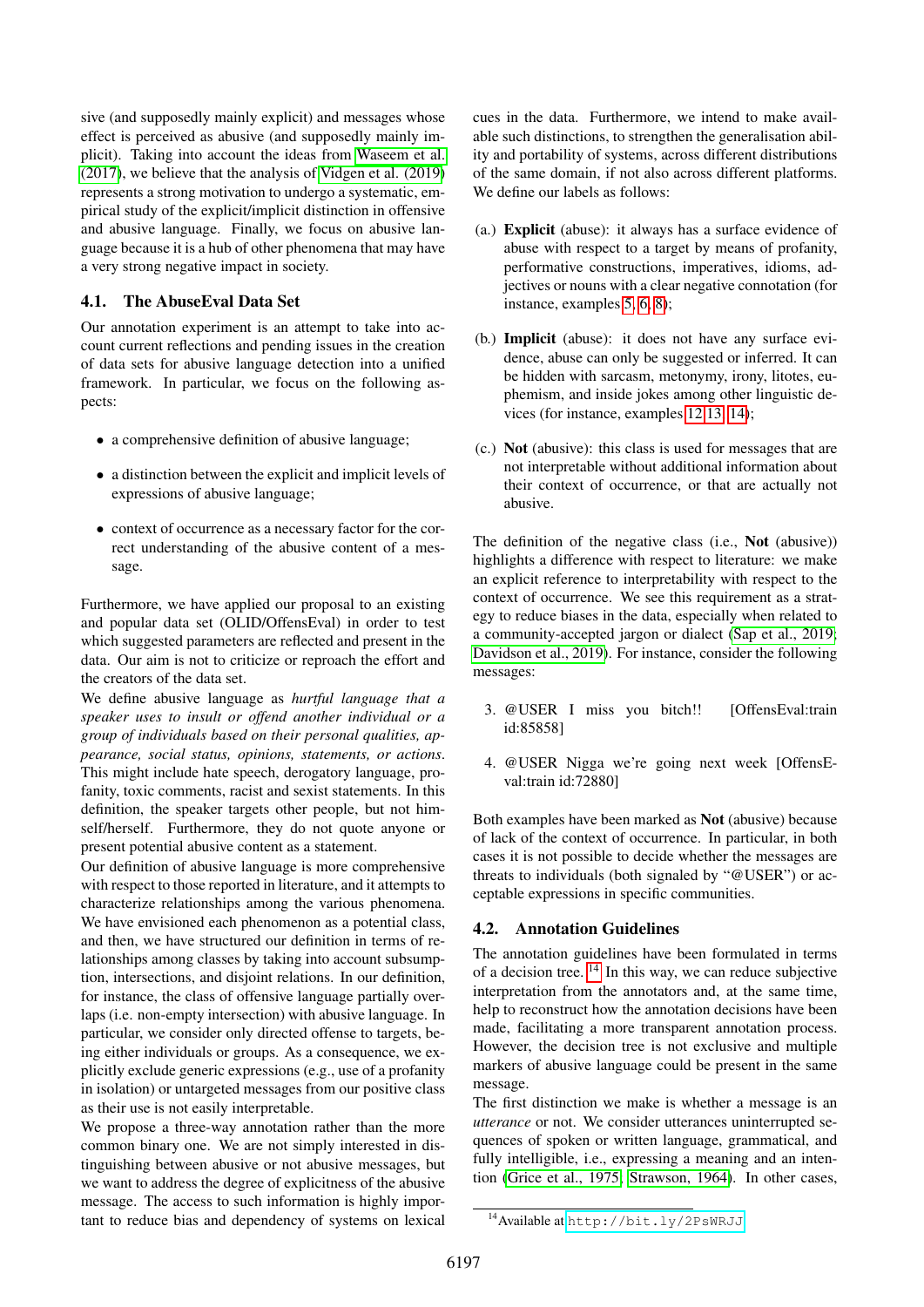sive (and supposedly mainly explicit) and messages whose effect is perceived as abusive (and supposedly mainly implicit). Taking into account the ideas from Waseem et al. (2017), we believe that the analysis of Vidgen et al. (2019) represents a strong motivation to undergo a systematic, empirical study of the explicit/implicit distinction in offensive and abusive language. Finally, we focus on abusive language because it is a hub of other phenomena that may have a very strong negative impact in society.

### 4.1. The AbuseEval Data Set

Our annotation experiment is an attempt to take into account current reflections and pending issues in the creation of data sets for abusive language detection into a unified framework. In particular, we focus on the following aspects:

- a comprehensive definition of abusive language;
- a distinction between the explicit and implicit levels of expressions of abusive language;
- context of occurrence as a necessary factor for the correct understanding of the abusive content of a message.

Furthermore, we have applied our proposal to an existing and popular data set (OLID/OffensEval) in order to test which suggested parameters are reflected and present in the data. Our aim is not to criticize or reproach the effort and the creators of the data set.

We define abusive language as *hurtful language that a speaker uses to insult or offend another individual or a group of individuals based on their personal qualities, appearance, social status, opinions, statements, or actions*. This might include hate speech, derogatory language, profanity, toxic comments, racist and sexist statements. In this definition, the speaker targets other people, but not himself/herself. Furthermore, they do not quote anyone or present potential abusive content as a statement.

Our definition of abusive language is more comprehensive with respect to those reported in literature, and it attempts to characterize relationships among the various phenomena. We have envisioned each phenomenon as a potential class, and then, we have structured our definition in terms of relationships among classes by taking into account subsumption, intersections, and disjoint relations. In our definition, for instance, the class of offensive language partially overlaps (i.e. non-empty intersection) with abusive language. In particular, we consider only directed offense to targets, being either individuals or groups. As a consequence, we explicitly exclude generic expressions (e.g., use of a profanity in isolation) or untargeted messages from our positive class as their use is not easily interpretable.

We propose a three-way annotation rather than the more common binary one. We are not simply interested in distinguishing between abusive or not abusive messages, but we want to address the degree of explicitness of the abusive message. The access to such information is highly important to reduce bias and dependency of systems on lexical cues in the data. Furthermore, we intend to make available such distinctions, to strengthen the generalisation ability and portability of systems, across different distributions of the same domain, if not also across different platforms. We define our labels as follows:

(a.) **Explicit** (abuse): it always has a surface evidence of abuse with respect to a target by means of profanity, performative constructions, imperatives, idioms, adjectives or nouns with a clear negative connotation (for instance, examples 5, 6, 8);

(b.) **Implicit** (abuse): it does not have any surface evidence, abuse can only be suggested or inferred. It can be hidden with sarcasm, metonymy, irony, litotes, euphemism, and inside jokes among other linguistic devices (for instance, examples 12,13, 14);

(c.) **Not** (abusive): this class is used for messages that are not interpretable without additional information about their context of occurrence, or that are actually not abusive.

The definition of the negative class (i.e., **Not** (abusive)) highlights a difference with respect to literature: we make an explicit reference to interpretability with respect to the context of occurrence. We see this requirement as a strategy to reduce biases in the data, especially when related to a community-accepted jargon or dialect (Sap et al., 2019; Davidson et al., 2019). For instance, consider the following messages:

3. @USER I miss you bitch!! [OffensEval:train id:85858]

4. @USER Nigga we're going next week [OffensEval:train id:72880]

Both examples have been marked as **Not** (abusive) because of lack of the context of occurrence. In particular, in both cases it is not possible to decide whether the messages are threats to individuals (both signaled by "@USER") or acceptable expressions in specific communities.

### 4.2. Annotation Guidelines

The annotation guidelines have been formulated in terms of a decision tree.[14] In this way, we can reduce subjective interpretation from the annotators and, at the same time, help to reconstruct how the annotation decisions have been made, facilitating a more transparent annotation process. However, the decision tree is not exclusive and multiple markers of abusive language could be present in the same message.

The first distinction we make is whether a message is an *utterance* or not. We consider utterances uninterrupted sequences of spoken or written language, grammatical, and fully intelligible, i.e., expressing a meaning and an intention (Grice et al., 1975; Strawson, 1964). In other cases,

[14] Available at http://bit.ly/2PsWRJJ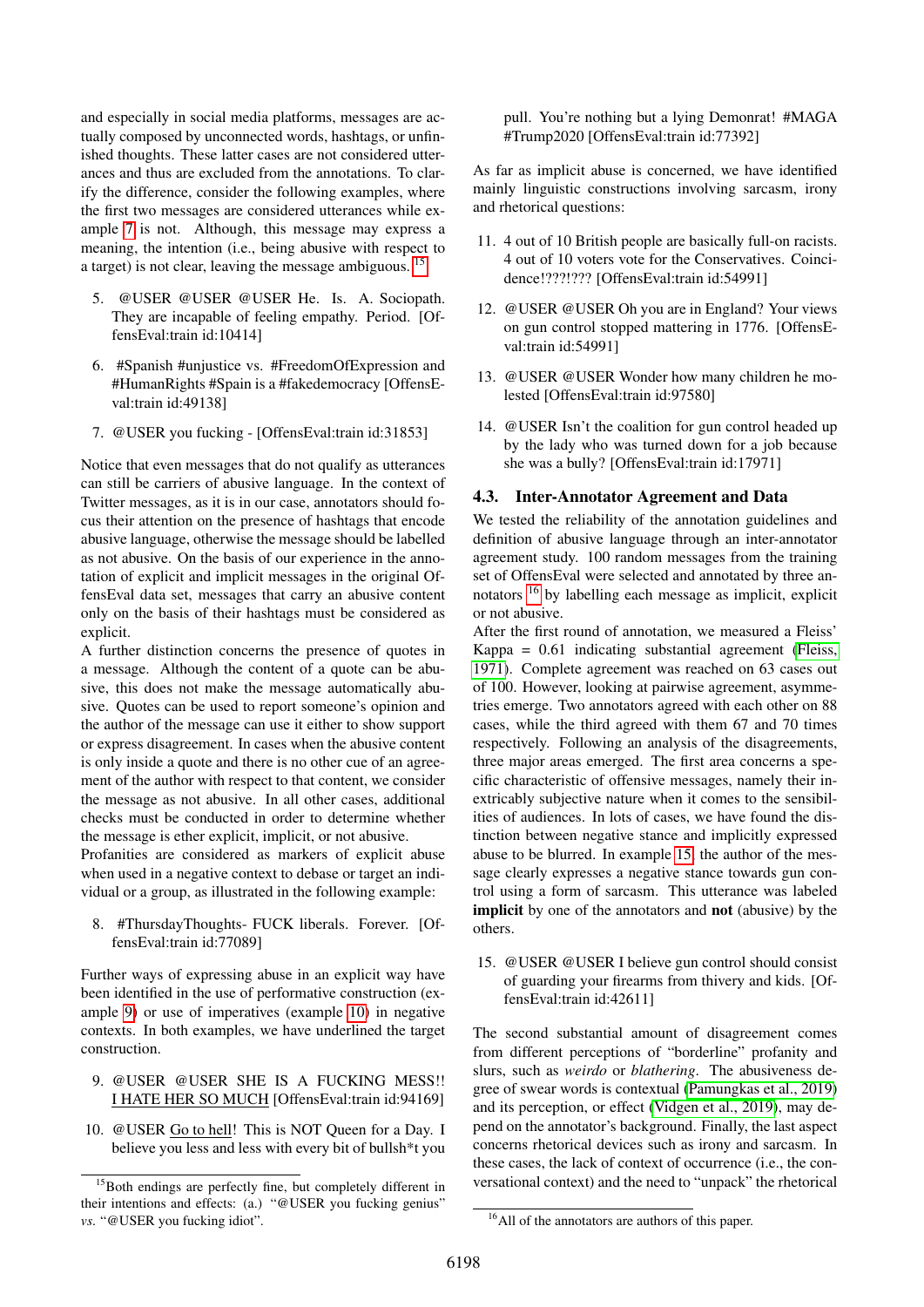and especially in social media platforms, messages are actually composed by unconnected words, hashtags, or unfinished thoughts. These latter cases are not considered utterances and thus are excluded from the annotations. To clarify the difference, consider the following examples, where the first two messages are considered utterances while example 7 is not. Although, this message may express a meaning, the intention (i.e., being abusive with respect to a target) is not clear, leaving the message ambiguous.[15]

5. @USER @USER @USER He. Is. A. Sociopath. They are incapable of feeling empathy. Period. [OffensEval:train id:10414]

6. #Spanish #unjustice vs. #FreedomOfExpression and #HumanRights #Spain is a #fakedemocracy [OffensEval:train id:49138]

7. @USER you fucking - [OffensEval:train id:31853]

Notice that even messages that do not qualify as utterances can still be carriers of abusive language. In the context of Twitter messages, as it is in our case, annotators should focus their attention on the presence of hashtags that encode abusive language, otherwise the message should be labelled as not abusive. On the basis of our experience in the annotation of explicit and implicit messages in the original OffensEval data set, messages that carry an abusive content only on the basis of their hashtags must be considered as explicit.

A further distinction concerns the presence of quotes in a message. Although the content of a quote can be abusive, this does not make the message automatically abusive. Quotes can be used to report someone's opinion and the author of the message can use it either to show support or express disagreement. In cases when the abusive content is only inside a quote and there is no other cue of an agreement of the author with respect to that content, we consider the message as not abusive. In all other cases, additional checks must be conducted in order to determine whether the message is ether explicit, implicit, or not abusive.

Profanities are considered as markers of explicit abuse when used in a negative context to debase or target an individual or a group, as illustrated in the following example:

8. #ThursdayThoughts- FUCK liberals. Forever. [OffensEval:train id:77089]

Further ways of expressing abuse in an explicit way have been identified in the use of performative construction (example 9) or use of imperatives (example 10) in negative contexts. In both examples, we have underlined the target construction.

9. @USER @USER SHE IS A FUCKING MESS!! <u>I HATE HER SO MUCH</u> [OffensEval:train id:94169]

10. @USER <u>Go to hell</u>! This is NOT Queen for a Day. I believe you less and less with every bit of bullsh*t you pull. You're nothing but a lying Demonrat! #MAGA #Trump2020 [OffensEval:train id:77392]

As far as implicit abuse is concerned, we have identified mainly linguistic constructions involving sarcasm, irony and rhetorical questions:

11. 4 out of 10 British people are basically full-on racists. 4 out of 10 voters vote for the Conservatives. Coincidence!???!??? [OffensEval:train id:54991]

12. @USER @USER Oh you are in England? Your views on gun control stopped mattering in 1776. [OffensEval:train id:54991]

13. @USER @USER Wonder how many children he molested [OffensEval:train id:97580]

14. @USER Isn't the coalition for gun control headed up by the lady who was turned down for a job because she was a bully? [OffensEval:train id:17971]

### 4.3. Inter-Annotator Agreement and Data

We tested the reliability of the annotation guidelines and definition of abusive language through an inter-annotator agreement study. 100 random messages from the training set of OffensEval were selected and annotated by three annotators [16] by labelling each message as implicit, explicit or not abusive.

After the first round of annotation, we measured a Fleiss' Kappa = 0.61 indicating substantial agreement (Fleiss, 1971). Complete agreement was reached on 63 cases out of 100. However, looking at pairwise agreement, asymmetries emerge. Two annotators agreed with each other on 88 cases, while the third agreed with them 67 and 70 times respectively. Following an analysis of the disagreements, three major areas emerged. The first area concerns a specific characteristic of offensive messages, namely their inextricably subjective nature when it comes to the sensibilities of audiences. In lots of cases, we have found the distinction between negative stance and implicitly expressed abuse to be blurred. In example 15, the author of the message clearly expresses a negative stance towards gun control using a form of sarcasm. This utterance was labeled **implicit** by one of the annotators and **not** (abusive) by the others.

15. @USER @USER I believe gun control should consist of guarding your firearms from thivery and kids. [OffensEval:train id:42611]

The second substantial amount of disagreement comes from different perceptions of "borderline" profanity and slurs, such as *weirdo* or *blathering*. The abusiveness degree of swear words is contextual (Pamungkas et al., 2019) and its perception, or effect (Vidgen et al., 2019), may depend on the annotator's background. Finally, the last aspect concerns rhetorical devices such as irony and sarcasm. In these cases, the lack of context of occurrence (i.e., the conversational context) and the need to "unpack" the rhetorical

[15] Both endings are perfectly fine, but completely different in their intentions and effects: (a.) "@USER you fucking genius" *vs.* "@USER you fucking idiot".

[16] All of the annotators are authors of this paper.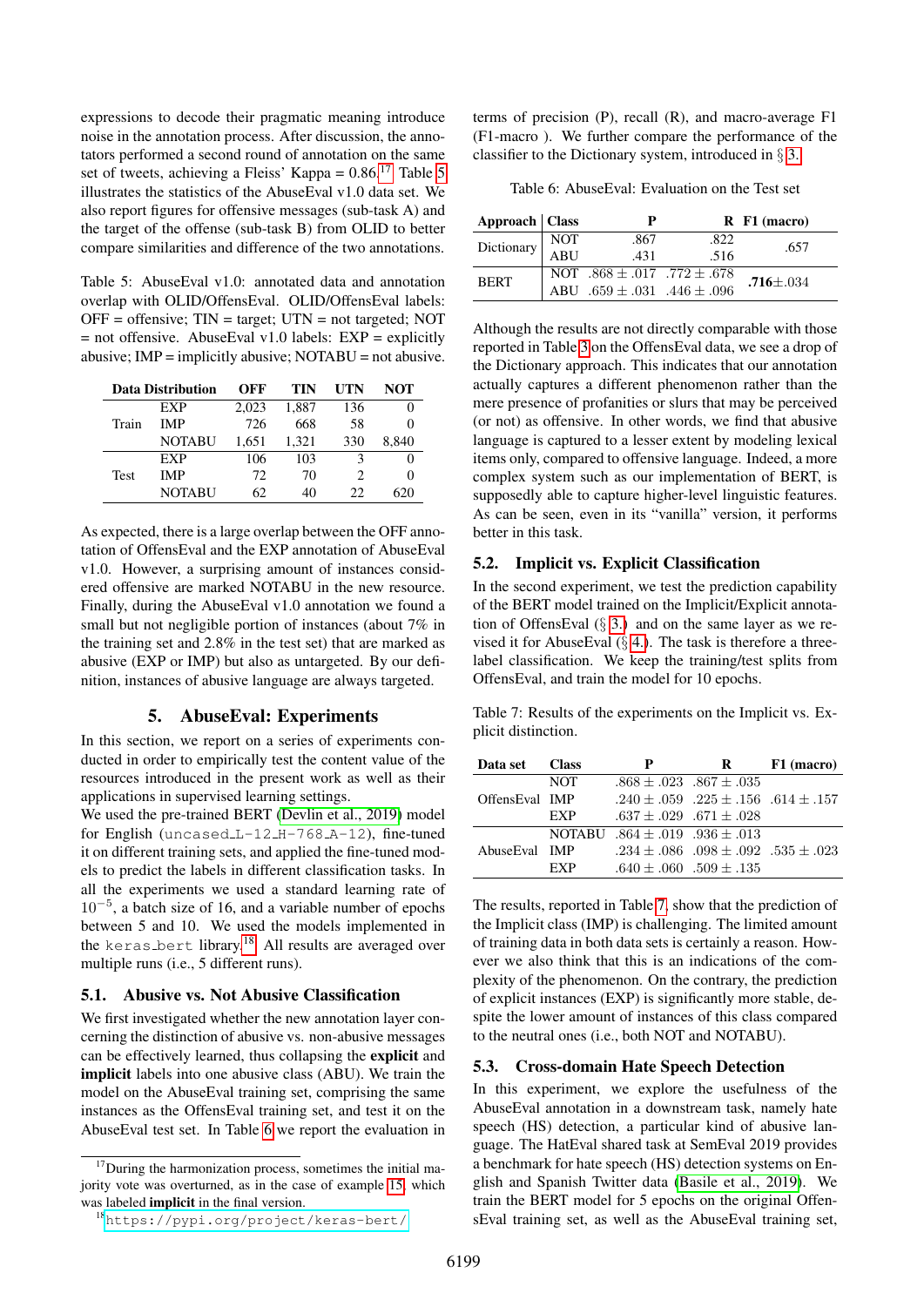expressions to decode their pragmatic meaning introduce noise in the annotation process. After discussion, the annotators performed a second round of annotation on the same set of tweets, achieving a Fleiss' Kappa = 0.86.[17] Table 5 illustrates the statistics of the AbuseEval v1.0 data set. We also report figures for offensive messages (sub-task A) and the target of the offense (sub-task B) from OLID to better compare similarities and difference of the two annotations.

Table 5: AbuseEval v1.0: annotated data and annotation overlap with OLID/OffensEval. OLID/OffensEval labels: OFF = offensive; TIN = target; UTN = not targeted; NOT = not offensive. AbuseEval v1.0 labels: EXP = explicitly abusive; IMP = implicitly abusive; NOTABU = not abusive.

| Data Distribution | | OFF | TIN | UTN | NOT |
|---|---|---|---|---|---|
| Train | EXP | 2,023 | 1,887 | 136 | 0 |
| | IMP | 726 | 668 | 58 | 0 |
| | NOTABU | 1,651 | 1,321 | 330 | 8,840 |
| Test | EXP | 106 | 103 | 3 | 0 |
| | IMP | 72 | 70 | 2 | 0 |
| | NOTABU | 62 | 40 | 22 | 620 |

As expected, there is a large overlap between the OFF annotation of OffensEval and the EXP annotation of AbuseEval v1.0. However, a surprising amount of instances considered offensive are marked NOTABU in the new resource. Finally, during the AbuseEval v1.0 annotation we found a small but not negligible portion of instances (about 7% in the training set and 2.8% in the test set) that are marked as abusive (EXP or IMP) but also as untargeted. By our definition, instances of abusive language are always targeted.

## 5. AbuseEval: Experiments

In this section, we report on a series of experiments conducted in order to empirically test the content value of the resources introduced in the present work as well as their applications in supervised learning settings.

We used the pre-trained BERT (Devlin et al., 2019) model for English (uncased_L-12_H-768_A-12), fine-tuned it on different training sets, and applied the fine-tuned models to predict the labels in different classification tasks. In all the experiments we used a standard learning rate of $10^{-5}$, a batch size of 16, and a variable number of epochs between 5 and 10. We used the models implemented in the keras_bert library.[18] All results are averaged over multiple runs (i.e., 5 different runs).

### 5.1. Abusive vs. Not Abusive Classification

We first investigated whether the new annotation layer concerning the distinction of abusive vs. non-abusive messages can be effectively learned, thus collapsing the **explicit** and **implicit** labels into one abusive class (ABU). We train the model on the AbuseEval training set, comprising the same instances as the OffensEval training set, and test it on the AbuseEval test set. In Table 6 we report the evaluation in terms of precision (P), recall (R), and macro-average F1 (F1-macro ). We further compare the performance of the classifier to the Dictionary system, introduced in § 3.

Table 6: AbuseEval: Evaluation on the Test set

| Approach | Class | P | R | F1 (macro) |
|---|---|---|---|---|
| Dictionary | NOT | .867 | .822 | .657 |
| | ABU | .431 | .516 | |
| BERT | NOT | .868 ± .017 | .772 ± .678 | **.716**±.034 |
| | ABU | .659 ± .031 | .446 ± .096 | |

Although the results are not directly comparable with those reported in Table 3 on the OffensEval data, we see a drop of the Dictionary approach. This indicates that our annotation actually captures a different phenomenon rather than the mere presence of profanities or slurs that may be perceived (or not) as offensive. In other words, we find that abusive language is captured to a lesser extent by modeling lexical items only, compared to offensive language. Indeed, a more complex system such as our implementation of BERT, is supposedly able to capture higher-level linguistic features. As can be seen, even in its "vanilla" version, it performs better in this task.

### 5.2. Implicit vs. Explicit Classification

In the second experiment, we test the prediction capability of the BERT model trained on the Implicit/Explicit annotation of OffensEval (§ 3.) and on the same layer as we revised it for AbuseEval (§ 4.). The task is therefore a three-label classification. We keep the training/test splits from OffensEval, and train the model for 10 epochs.

Table 7: Results of the experiments on the Implicit vs. Explicit distinction.

| Data set | Class | P | R | F1 (macro) |
|---|---|---|---|---|
| OffensEval | NOT | .868 ± .023 | .867 ± .035 | .614 ± .157 |
| | IMP | .240 ± .059 | .225 ± .156 | |
| | EXP | .637 ± .029 | .671 ± .028 | |
| AbuseEval | NOTABU | .864 ± .019 | .936 ± .013 | .535 ± .023 |
| | IMP | .234 ± .086 | .098 ± .092 | |
| | EXP | .640 ± .060 | .509 ± .135 | |

The results, reported in Table 7, show that the prediction of the Implicit class (IMP) is challenging. The limited amount of training data in both data sets is certainly a reason. However we also think that this is an indications of the complexity of the phenomenon. On the contrary, the prediction of explicit instances (EXP) is significantly more stable, despite the lower amount of instances of this class compared to the neutral ones (i.e., both NOT and NOTABU).

### 5.3. Cross-domain Hate Speech Detection

In this experiment, we explore the usefulness of the AbuseEval annotation in a downstream task, namely hate speech (HS) detection, a particular kind of abusive language. The HatEval shared task at SemEval 2019 provides a benchmark for hate speech (HS) detection systems on English and Spanish Twitter data (Basile et al., 2019). We train the BERT model for 5 epochs on the original OffensEval training set, as well as the AbuseEval training set,

[17] During the harmonization process, sometimes the initial majority vote was overturned, as in the case of example 15, which was labeled **implicit** in the final version.

[18] https://pypi.org/project/keras-bert/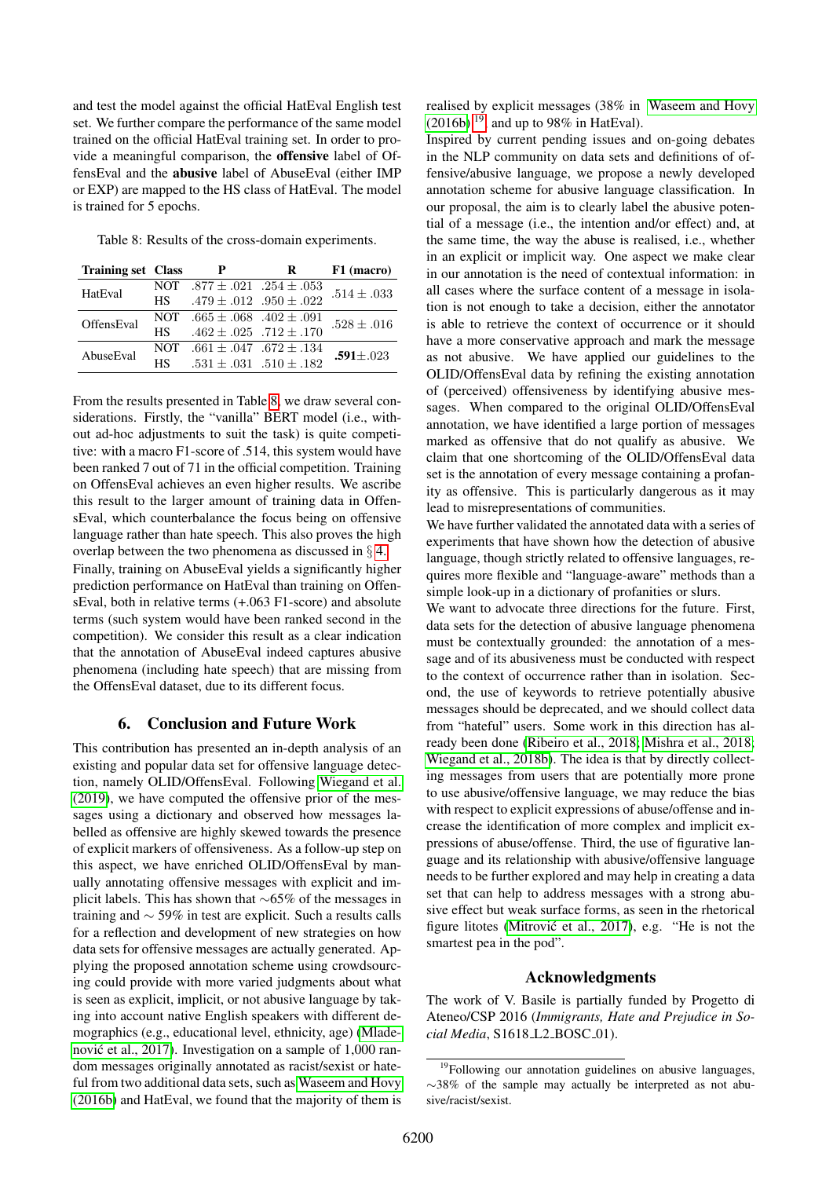and test the model against the official HatEval English test set. We further compare the performance of the same model trained on the official HatEval training set. In order to provide a meaningful comparison, the **offensive** label of OffensEval and the **abusive** label of AbuseEval (either IMP or EXP) are mapped to the HS class of HatEval. The model is trained for 5 epochs.

Table 8: Results of the cross-domain experiments.

| Training set | Class | P | R | F1 (macro) |
|---|---|---|---|---|
| HatEval | NOT | $.877 \pm .021$ | $.254 \pm .053$ | $.514 \pm .033$ |
| | HS | $.479 \pm .012$ | $.950 \pm .022$ | |
| OffensEval | NOT | $.665 \pm .068$ | $.402 \pm .091$ | $.528 \pm .016$ |
| | HS | $.462 \pm .025$ | $.712 \pm .170$ | |
| AbuseEval | NOT | $.661 \pm .047$ | $.672 \pm .134$ | **.591**$\pm .023$ |
| | HS | $.531 \pm .031$ | $.510 \pm .182$ | |

From the results presented in Table 8, we draw several considerations. Firstly, the "vanilla" BERT model (i.e., without ad-hoc adjustments to suit the task) is quite competitive: with a macro F1-score of .514, this system would have been ranked 7 out of 71 in the official competition. Training on OffensEval achieves an even higher results. We ascribe this result to the larger amount of training data in OffensEval, which counterbalance the focus being on offensive language rather than hate speech. This also proves the high overlap between the two phenomena as discussed in § 4.
Finally, training on AbuseEval yields a significantly higher prediction performance on HatEval than training on OffensEval, both in relative terms (+.063 F1-score) and absolute terms (such system would have been ranked second in the competition). We consider this result as a clear indication that the annotation of AbuseEval indeed captures abusive phenomena (including hate speech) that are missing from the OffensEval dataset, due to its different focus.

## 6. Conclusion and Future Work

This contribution has presented an in-depth analysis of an existing and popular data set for offensive language detection, namely OLID/OffensEval. Following Wiegand et al. (2019), we have computed the offensive prior of the messages using a dictionary and observed how messages labelled as offensive are highly skewed towards the presence of explicit markers of offensiveness. As a follow-up step on this aspect, we have enriched OLID/OffensEval by manually annotating offensive messages with explicit and implicit labels. This has shown that ∼65% of the messages in training and ∼ 59% in test are explicit. Such a results calls for a reflection and development of new strategies on how data sets for offensive messages are actually generated. Applying the proposed annotation scheme using crowdsourcing could provide with more varied judgments about what is seen as explicit, implicit, or not abusive language by taking into account native English speakers with different demographics (e.g., educational level, ethnicity, age) (Mladenović et al., 2017). Investigation on a sample of 1,000 random messages originally annotated as racist/sexist or hateful from two additional data sets, such as Waseem and Hovy (2016b) and HatEval, we found that the majority of them is realised by explicit messages (38% in Waseem and Hovy (2016b)[19], and up to 98% in HatEval).
Inspired by current pending issues and on-going debates in the NLP community on data sets and definitions of offensive/abusive language, we propose a newly developed annotation scheme for abusive language classification. In our proposal, the aim is to clearly label the abusive potential of a message (i.e., the intention and/or effect) and, at the same time, the way the abuse is realised, i.e., whether in an explicit or implicit way. One aspect we make clear in our annotation is the need of contextual information: in all cases where the surface content of a message in isolation is not enough to take a decision, either the annotator is able to retrieve the context of occurrence or it should have a more conservative approach and mark the message as not abusive. We have applied our guidelines to the OLID/OffensEval data by refining the existing annotation of (perceived) offensiveness by identifying abusive messages. When compared to the original OLID/OffensEval annotation, we have identified a large portion of messages marked as offensive that do not qualify as abusive. We claim that one shortcoming of the OLID/OffensEval data set is the annotation of every message containing a profanity as offensive. This is particularly dangerous as it may lead to misrepresentations of communities.
We have further validated the annotated data with a series of experiments that have shown how the detection of abusive language, though strictly related to offensive languages, requires more flexible and "language-aware" methods than a simple look-up in a dictionary of profanities or slurs.
We want to advocate three directions for the future. First, data sets for the detection of abusive language phenomena must be contextually grounded: the annotation of a message and of its abusiveness must be conducted with respect to the context of occurrence rather than in isolation. Second, the use of keywords to retrieve potentially abusive messages should be deprecated, and we should collect data from "hateful" users. Some work in this direction has already been done (Ribeiro et al., 2018; Mishra et al., 2018; Wiegand et al., 2018b). The idea is that by directly collecting messages from users that are potentially more prone to use abusive/offensive language, we may reduce the bias with respect to explicit expressions of abuse/offense and increase the identification of more complex and implicit expressions of abuse/offense. Third, the use of figurative language and its relationship with abusive/offensive language needs to be further explored and may help in creating a data set that can help to address messages with a strong abusive effect but weak surface forms, as seen in the rhetorical figure litotes (Mitrović et al., 2017), e.g. "He is not the smartest pea in the pod".

## Acknowledgments

The work of V. Basile is partially funded by Progetto di Ateneo/CSP 2016 (*Immigrants, Hate and Prejudice in Social Media*, S1618_L2_BOSC_01).

[19] Following our annotation guidelines on abusive languages, ∼38% of the sample may actually be interpreted as not abusive/racist/sexist.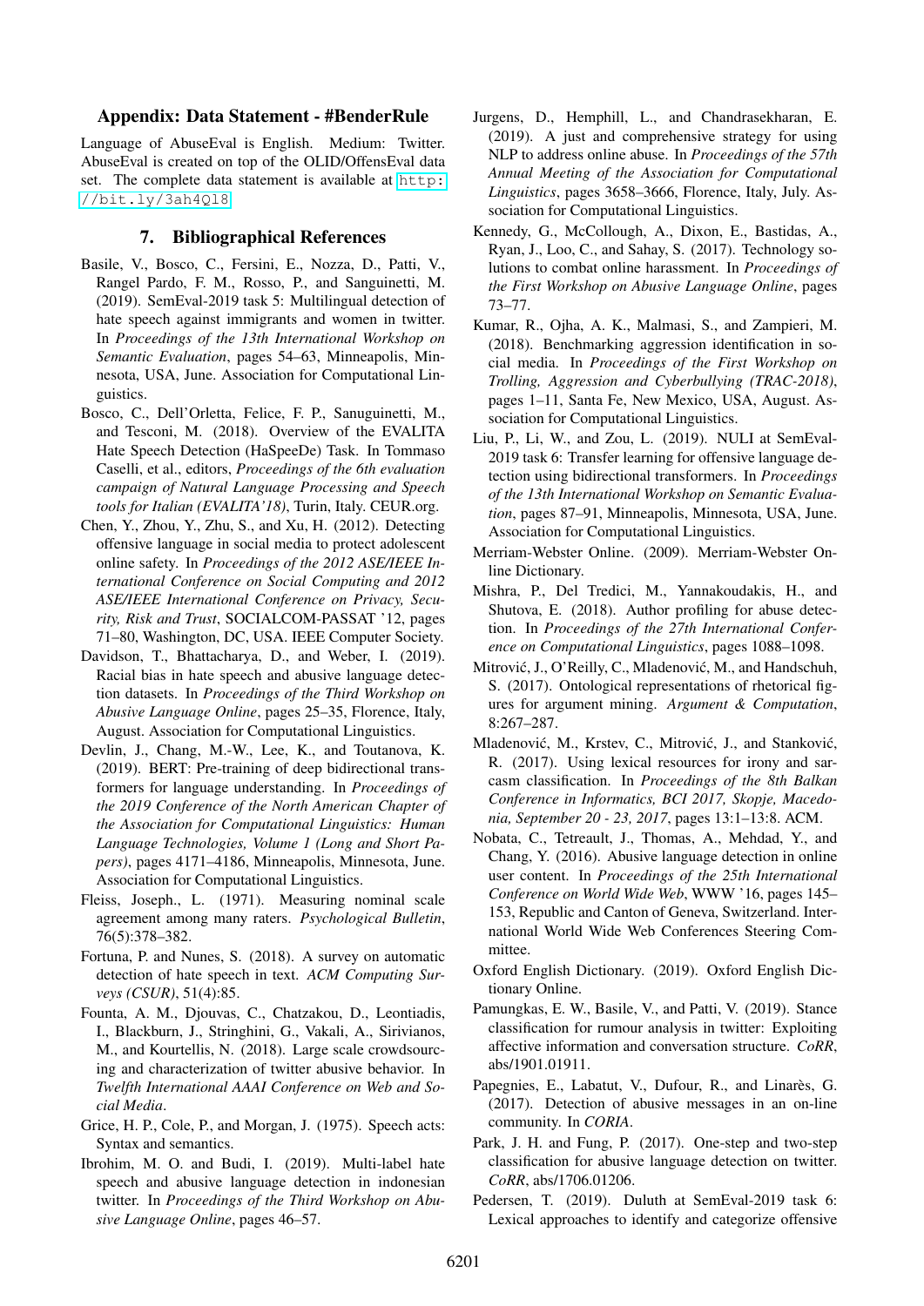## Appendix: Data Statement - #BenderRule

Language of AbuseEval is English. Medium: Twitter. AbuseEval is created on top of the OLID/OffensEval data set. The complete data statement is available at http://bit.ly/3ah4Q18

## 7. Bibliographical References

Basile, V., Bosco, C., Fersini, E., Nozza, D., Patti, V., Rangel Pardo, F. M., Rosso, P., and Sanguinetti, M. (2019). SemEval-2019 task 5: Multilingual detection of hate speech against immigrants and women in twitter. In *Proceedings of the 13th International Workshop on Semantic Evaluation*, pages 54–63, Minneapolis, Minnesota, USA, June. Association for Computational Linguistics.

Bosco, C., Dell'Orletta, Felice, F. P., Sanuguinetti, M., and Tesconi, M. (2018). Overview of the EVALITA Hate Speech Detection (HaSpeeDe) Task. In Tommaso Caselli, et al., editors, *Proceedings of the 6th evaluation campaign of Natural Language Processing and Speech tools for Italian (EVALITA'18)*, Turin, Italy. CEUR.org.

Chen, Y., Zhou, Y., Zhu, S., and Xu, H. (2012). Detecting offensive language in social media to protect adolescent online safety. In *Proceedings of the 2012 ASE/IEEE International Conference on Social Computing and 2012 ASE/IEEE International Conference on Privacy, Security, Risk and Trust*, SOCIALCOM-PASSAT '12, pages 71–80, Washington, DC, USA. IEEE Computer Society.

Davidson, T., Bhattacharya, D., and Weber, I. (2019). Racial bias in hate speech and abusive language detection datasets. In *Proceedings of the Third Workshop on Abusive Language Online*, pages 25–35, Florence, Italy, August. Association for Computational Linguistics.

Devlin, J., Chang, M.-W., Lee, K., and Toutanova, K. (2019). BERT: Pre-training of deep bidirectional transformers for language understanding. In *Proceedings of the 2019 Conference of the North American Chapter of the Association for Computational Linguistics: Human Language Technologies, Volume 1 (Long and Short Papers)*, pages 4171–4186, Minneapolis, Minnesota, June. Association for Computational Linguistics.

Fleiss, Joseph., L. (1971). Measuring nominal scale agreement among many raters. *Psychological Bulletin*, 76(5):378–382.

Fortuna, P. and Nunes, S. (2018). A survey on automatic detection of hate speech in text. *ACM Computing Surveys (CSUR)*, 51(4):85.

Founta, A. M., Djouvas, C., Chatzakou, D., Leontiadis, I., Blackburn, J., Stringhini, G., Vakali, A., Sirivianos, M., and Kourtellis, N. (2018). Large scale crowdsourcing and characterization of twitter abusive behavior. In *Twelfth International AAAI Conference on Web and Social Media*.

Grice, H. P., Cole, P., and Morgan, J. (1975). Speech acts: Syntax and semantics.

Ibrohim, M. O. and Budi, I. (2019). Multi-label hate speech and abusive language detection in indonesian twitter. In *Proceedings of the Third Workshop on Abusive Language Online*, pages 46–57.

Jurgens, D., Hemphill, L., and Chandrasekharan, E. (2019). A just and comprehensive strategy for using NLP to address online abuse. In *Proceedings of the 57th Annual Meeting of the Association for Computational Linguistics*, pages 3658–3666, Florence, Italy, July. Association for Computational Linguistics.

Kennedy, G., McCollough, A., Dixon, E., Bastidas, A., Ryan, J., Loo, C., and Sahay, S. (2017). Technology solutions to combat online harassment. In *Proceedings of the First Workshop on Abusive Language Online*, pages 73–77.

Kumar, R., Ojha, A. K., Malmasi, S., and Zampieri, M. (2018). Benchmarking aggression identification in social media. In *Proceedings of the First Workshop on Trolling, Aggression and Cyberbullying (TRAC-2018)*, pages 1–11, Santa Fe, New Mexico, USA, August. Association for Computational Linguistics.

Liu, P., Li, W., and Zou, L. (2019). NULI at SemEval-2019 task 6: Transfer learning for offensive language detection using bidirectional transformers. In *Proceedings of the 13th International Workshop on Semantic Evaluation*, pages 87–91, Minneapolis, Minnesota, USA, June. Association for Computational Linguistics.

Merriam-Webster Online. (2009). Merriam-Webster Online Dictionary.

Mishra, P., Del Tredici, M., Yannakoudakis, H., and Shutova, E. (2018). Author profiling for abuse detection. In *Proceedings of the 27th International Conference on Computational Linguistics*, pages 1088–1098.

Mitrović, J., O'Reilly, C., Mladenović, M., and Handschuh, S. (2017). Ontological representations of rhetorical figures for argument mining. *Argument & Computation*, 8:267–287.

Mladenović, M., Krstev, C., Mitrović, J., and Stanković, R. (2017). Using lexical resources for irony and sarcasm classification. In *Proceedings of the 8th Balkan Conference in Informatics, BCI 2017, Skopje, Macedonia, September 20 - 23, 2017*, pages 13:1–13:8. ACM.

Nobata, C., Tetreault, J., Thomas, A., Mehdad, Y., and Chang, Y. (2016). Abusive language detection in online user content. In *Proceedings of the 25th International Conference on World Wide Web*, WWW '16, pages 145–153, Republic and Canton of Geneva, Switzerland. International World Wide Web Conferences Steering Committee.

Oxford English Dictionary. (2019). Oxford English Dictionary Online.

Pamungkas, E. W., Basile, V., and Patti, V. (2019). Stance classification for rumour analysis in twitter: Exploiting affective information and conversation structure. *CoRR*, abs/1901.01911.

Papegnies, E., Labatut, V., Dufour, R., and Linarès, G. (2017). Detection of abusive messages in an on-line community. In *CORIA*.

Park, J. H. and Fung, P. (2017). One-step and two-step classification for abusive language detection on twitter. *CoRR*, abs/1706.01206.

Pedersen, T. (2019). Duluth at SemEval-2019 task 6: Lexical approaches to identify and categorize offensive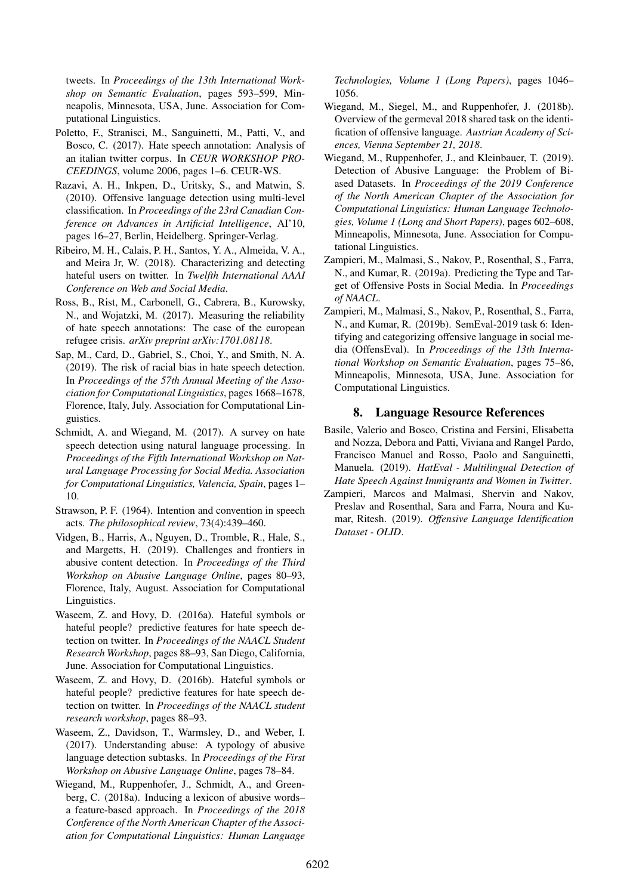tweets. In *Proceedings of the 13th International Workshop on Semantic Evaluation*, pages 593–599, Minneapolis, Minnesota, USA, June. Association for Computational Linguistics.

Poletto, F., Stranisci, M., Sanguinetti, M., Patti, V., and Bosco, C. (2017). Hate speech annotation: Analysis of an italian twitter corpus. In *CEUR WORKSHOP PROCEEDINGS*, volume 2006, pages 1–6. CEUR-WS.

Razavi, A. H., Inkpen, D., Uritsky, S., and Matwin, S. (2010). Offensive language detection using multi-level classification. In *Proceedings of the 23rd Canadian Conference on Advances in Artificial Intelligence*, AI'10, pages 16–27, Berlin, Heidelberg. Springer-Verlag.

Ribeiro, M. H., Calais, P. H., Santos, Y. A., Almeida, V. A., and Meira Jr, W. (2018). Characterizing and detecting hateful users on twitter. In *Twelfth International AAAI Conference on Web and Social Media*.

Ross, B., Rist, M., Carbonell, G., Cabrera, B., Kurowsky, N., and Wojatzki, M. (2017). Measuring the reliability of hate speech annotations: The case of the european refugee crisis. *arXiv preprint arXiv:1701.08118*.

Sap, M., Card, D., Gabriel, S., Choi, Y., and Smith, N. A. (2019). The risk of racial bias in hate speech detection. In *Proceedings of the 57th Annual Meeting of the Association for Computational Linguistics*, pages 1668–1678, Florence, Italy, July. Association for Computational Linguistics.

Schmidt, A. and Wiegand, M. (2017). A survey on hate speech detection using natural language processing. In *Proceedings of the Fifth International Workshop on Natural Language Processing for Social Media. Association for Computational Linguistics, Valencia, Spain*, pages 1–10.

Strawson, P. F. (1964). Intention and convention in speech acts. *The philosophical review*, 73(4):439–460.

Vidgen, B., Harris, A., Nguyen, D., Tromble, R., Hale, S., and Margetts, H. (2019). Challenges and frontiers in abusive content detection. In *Proceedings of the Third Workshop on Abusive Language Online*, pages 80–93, Florence, Italy, August. Association for Computational Linguistics.

Waseem, Z. and Hovy, D. (2016a). Hateful symbols or hateful people? predictive features for hate speech detection on twitter. In *Proceedings of the NAACL Student Research Workshop*, pages 88–93, San Diego, California, June. Association for Computational Linguistics.

Waseem, Z. and Hovy, D. (2016b). Hateful symbols or hateful people? predictive features for hate speech detection on twitter. In *Proceedings of the NAACL student research workshop*, pages 88–93.

Waseem, Z., Davidson, T., Warmsley, D., and Weber, I. (2017). Understanding abuse: A typology of abusive language detection subtasks. In *Proceedings of the First Workshop on Abusive Language Online*, pages 78–84.

Wiegand, M., Ruppenhofer, J., Schmidt, A., and Greenberg, C. (2018a). Inducing a lexicon of abusive words–a feature-based approach. In *Proceedings of the 2018 Conference of the North American Chapter of the Association for Computational Linguistics: Human Language Technologies, Volume 1 (Long Papers)*, pages 1046–1056.

Wiegand, M., Siegel, M., and Ruppenhofer, J. (2018b). Overview of the germeval 2018 shared task on the identification of offensive language. *Austrian Academy of Sciences, Vienna September 21, 2018*.

Wiegand, M., Ruppenhofer, J., and Kleinbauer, T. (2019). Detection of Abusive Language: the Problem of Biased Datasets. In *Proceedings of the 2019 Conference of the North American Chapter of the Association for Computational Linguistics: Human Language Technologies, Volume 1 (Long and Short Papers)*, pages 602–608, Minneapolis, Minnesota, June. Association for Computational Linguistics.

Zampieri, M., Malmasi, S., Nakov, P., Rosenthal, S., Farra, N., and Kumar, R. (2019a). Predicting the Type and Target of Offensive Posts in Social Media. In *Proceedings of NAACL*.

Zampieri, M., Malmasi, S., Nakov, P., Rosenthal, S., Farra, N., and Kumar, R. (2019b). SemEval-2019 task 6: Identifying and categorizing offensive language in social media (OffensEval). In *Proceedings of the 13th International Workshop on Semantic Evaluation*, pages 75–86, Minneapolis, Minnesota, USA, June. Association for Computational Linguistics.

## 8. Language Resource References

Basile, Valerio and Bosco, Cristina and Fersini, Elisabetta and Nozza, Debora and Patti, Viviana and Rangel Pardo, Francisco Manuel and Rosso, Paolo and Sanguinetti, Manuela. (2019). *HatEval - Multilingual Detection of Hate Speech Against Immigrants and Women in Twitter*.

Zampieri, Marcos and Malmasi, Shervin and Nakov, Preslav and Rosenthal, Sara and Farra, Noura and Kumar, Ritesh. (2019). *Offensive Language Identification Dataset - OLID*.